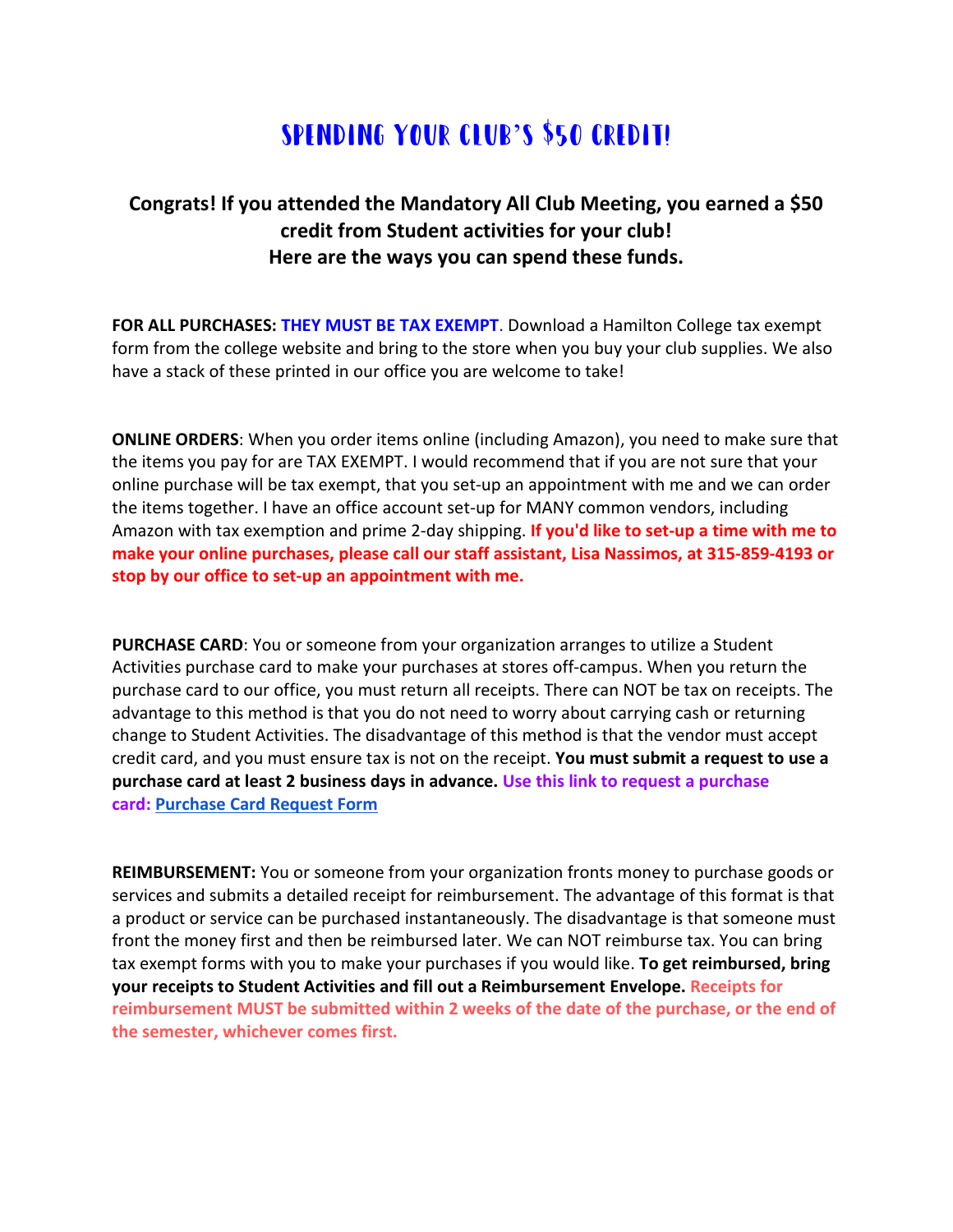# Spending your club's $50 credit!

**Congrats! If you attended the Mandatory All Club Meeting, you earned a $50 credit from Student activities for your club!**
**Here are the ways you can spend these funds.**

**FOR ALL PURCHASES: THEY MUST BE TAX EXEMPT**. Download a Hamilton College tax exempt form from the college website and bring to the store when you buy your club supplies. We also have a stack of these printed in our office you are welcome to take!

**ONLINE ORDERS**: When you order items online (including Amazon), you need to make sure that the items you pay for are TAX EXEMPT. I would recommend that if you are not sure that your online purchase will be tax exempt, that you set-up an appointment with me and we can order the items together. I have an office account set-up for MANY common vendors, including Amazon with tax exemption and prime 2-day shipping. **If you'd like to set-up a time with me to make your online purchases, please call our staff assistant, Lisa Nassimos, at 315-859-4193 or stop by our office to set-up an appointment with me.**

**PURCHASE CARD**: You or someone from your organization arranges to utilize a Student Activities purchase card to make your purchases at stores off-campus. When you return the purchase card to our office, you must return all receipts. There can NOT be tax on receipts. The advantage to this method is that you do not need to worry about carrying cash or returning change to Student Activities. The disadvantage of this method is that the vendor must accept credit card, and you must ensure tax is not on the receipt. **You must submit a request to use a purchase card at least 2 business days in advance. Use this link to request a purchase card: Purchase Card Request Form**

**REIMBURSEMENT:** You or someone from your organization fronts money to purchase goods or services and submits a detailed receipt for reimbursement. The advantage of this format is that a product or service can be purchased instantaneously. The disadvantage is that someone must front the money first and then be reimbursed later. We can NOT reimburse tax. You can bring tax exempt forms with you to make your purchases if you would like. **To get reimbursed, bring your receipts to Student Activities and fill out a Reimbursement Envelope. Receipts for reimbursement MUST be submitted within 2 weeks of the date of the purchase, or the end of the semester, whichever comes first.**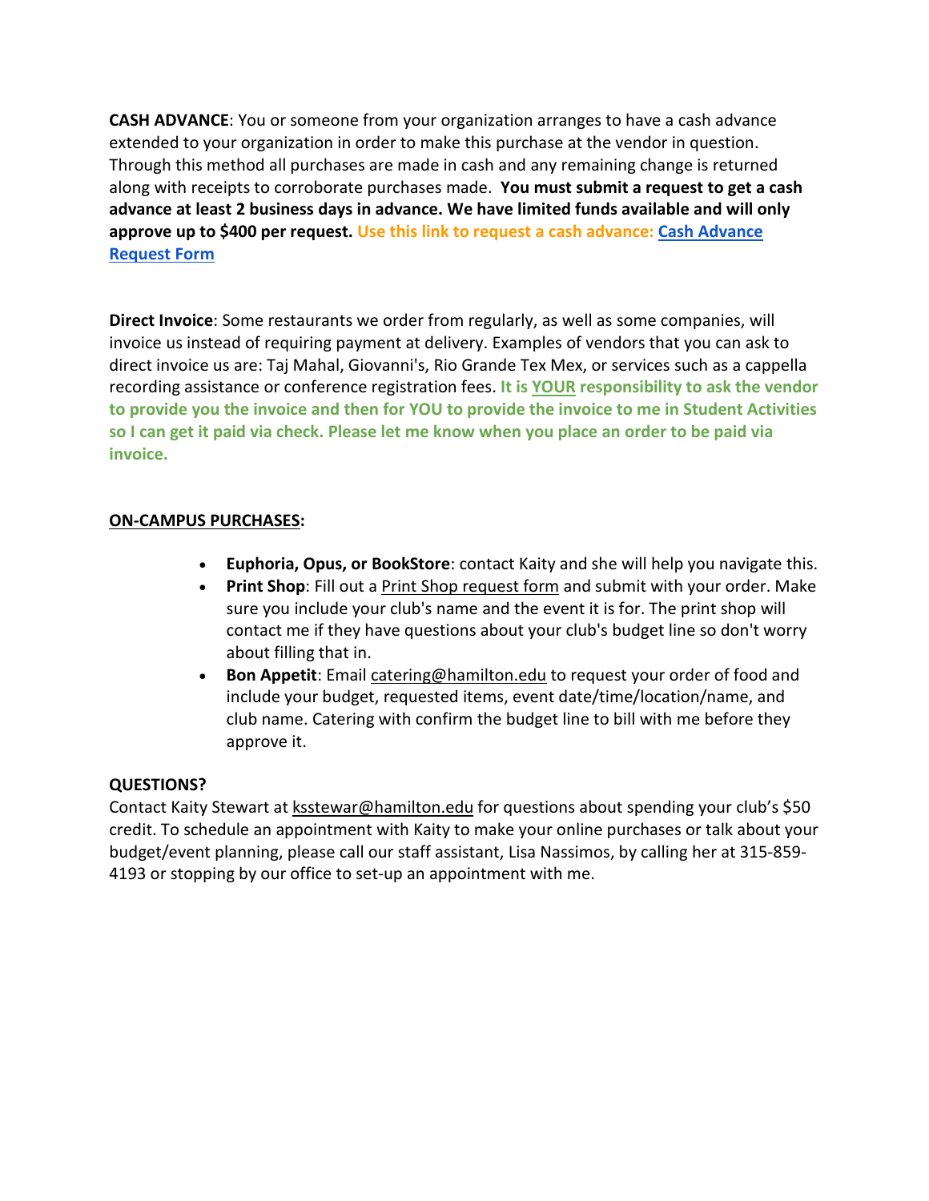**CASH ADVANCE**: You or someone from your organization arranges to have a cash advance extended to your organization in order to make this purchase at the vendor in question. Through this method all purchases are made in cash and any remaining change is returned along with receipts to corroborate purchases made. **You must submit a request to get a cash advance at least 2 business days in advance. We have limited funds available and will only approve up to $400 per request.** **Use this link to request a cash advance:** Cash Advance Request Form

**Direct Invoice**: Some restaurants we order from regularly, as well as some companies, will invoice us instead of requiring payment at delivery. Examples of vendors that you can ask to direct invoice us are: Taj Mahal, Giovanni's, Rio Grande Tex Mex, or services such as a cappella recording assistance or conference registration fees. **It is YOUR responsibility to ask the vendor to provide you the invoice and then for YOU to provide the invoice to me in Student Activities so I can get it paid via check. Please let me know when you place an order to be paid via invoice.**

**ON-CAMPUS PURCHASES:**

- **Euphoria, Opus, or BookStore**: contact Kaity and she will help you navigate this.
- **Print Shop**: Fill out a Print Shop request form and submit with your order. Make sure you include your club's name and the event it is for. The print shop will contact me if they have questions about your club's budget line so don't worry about filling that in.
- **Bon Appetit**: Email catering@hamilton.edu to request your order of food and include your budget, requested items, event date/time/location/name, and club name. Catering with confirm the budget line to bill with me before they approve it.

**QUESTIONS?**

Contact Kaity Stewart at ksstewar@hamilton.edu for questions about spending your club's $50 credit. To schedule an appointment with Kaity to make your online purchases or talk about your budget/event planning, please call our staff assistant, Lisa Nassimos, by calling her at 315-859-4193 or stopping by our office to set-up an appointment with me.